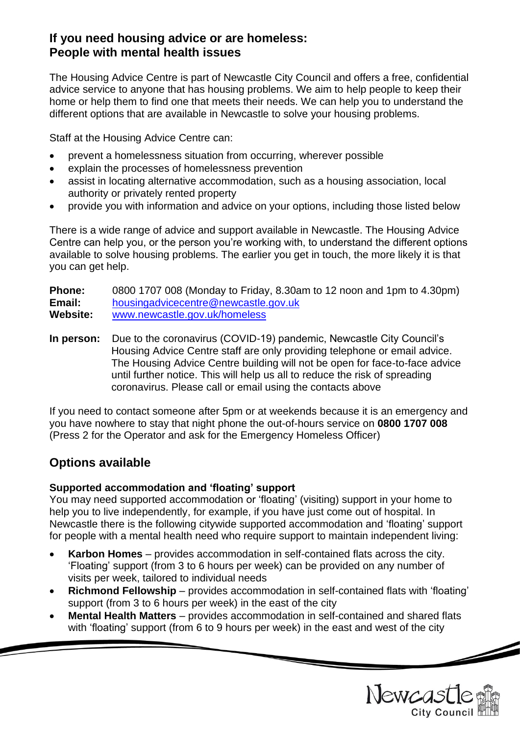## If you need housing advice or are homeless: People with mental health issues

The Housing Advice Centre is part of Newcastle City Council and offers a free, confidential advice service to anyone that has housing problems. We aim to help people to keep their home or help them to find one that meets their needs. We can help you to understand the different options that are available in Newcastle to solve your housing problems.

Staff at the Housing Advice Centre can:

- prevent a homelessness situation from occurring, wherever possible
- explain the processes of homelessness prevention
- assist in locating alternative accommodation, such as a housing association, local authority or privately rented property
- provide you with information and advice on your options, including those listed below

There is a wide range of advice and support available in Newcastle. The Housing Advice Centre can help you, or the person you're working with, to understand the different options available to solve housing problems. The earlier you get in touch, the more likely it is that you can get help.

**Phone:** 0800 1707 008 (Monday to Friday, 8.30am to 12 noon and 1pm to 4.30pm)
**Email:** housingadvicecentre@newcastle.gov.uk
**Website:** www.newcastle.gov.uk/homeless

**In person:** Due to the coronavirus (COVID-19) pandemic, Newcastle City Council's Housing Advice Centre staff are only providing telephone or email advice. The Housing Advice Centre building will not be open for face-to-face advice until further notice. This will help us all to reduce the risk of spreading coronavirus. Please call or email using the contacts above

If you need to contact someone after 5pm or at weekends because it is an emergency and you have nowhere to stay that night phone the out-of-hours service on **0800 1707 008** (Press 2 for the Operator and ask for the Emergency Homeless Officer)

## Options available

### Supported accommodation and 'floating' support

You may need supported accommodation or 'floating' (visiting) support in your home to help you to live independently, for example, if you have just come out of hospital. In Newcastle there is the following citywide supported accommodation and 'floating' support for people with a mental health need who require support to maintain independent living:

- **Karbon Homes** – provides accommodation in self-contained flats across the city. 'Floating' support (from 3 to 6 hours per week) can be provided on any number of visits per week, tailored to individual needs
- **Richmond Fellowship** – provides accommodation in self-contained flats with 'floating' support (from 3 to 6 hours per week) in the east of the city
- **Mental Health Matters** – provides accommodation in self-contained and shared flats with 'floating' support (from 6 to 9 hours per week) in the east and west of the city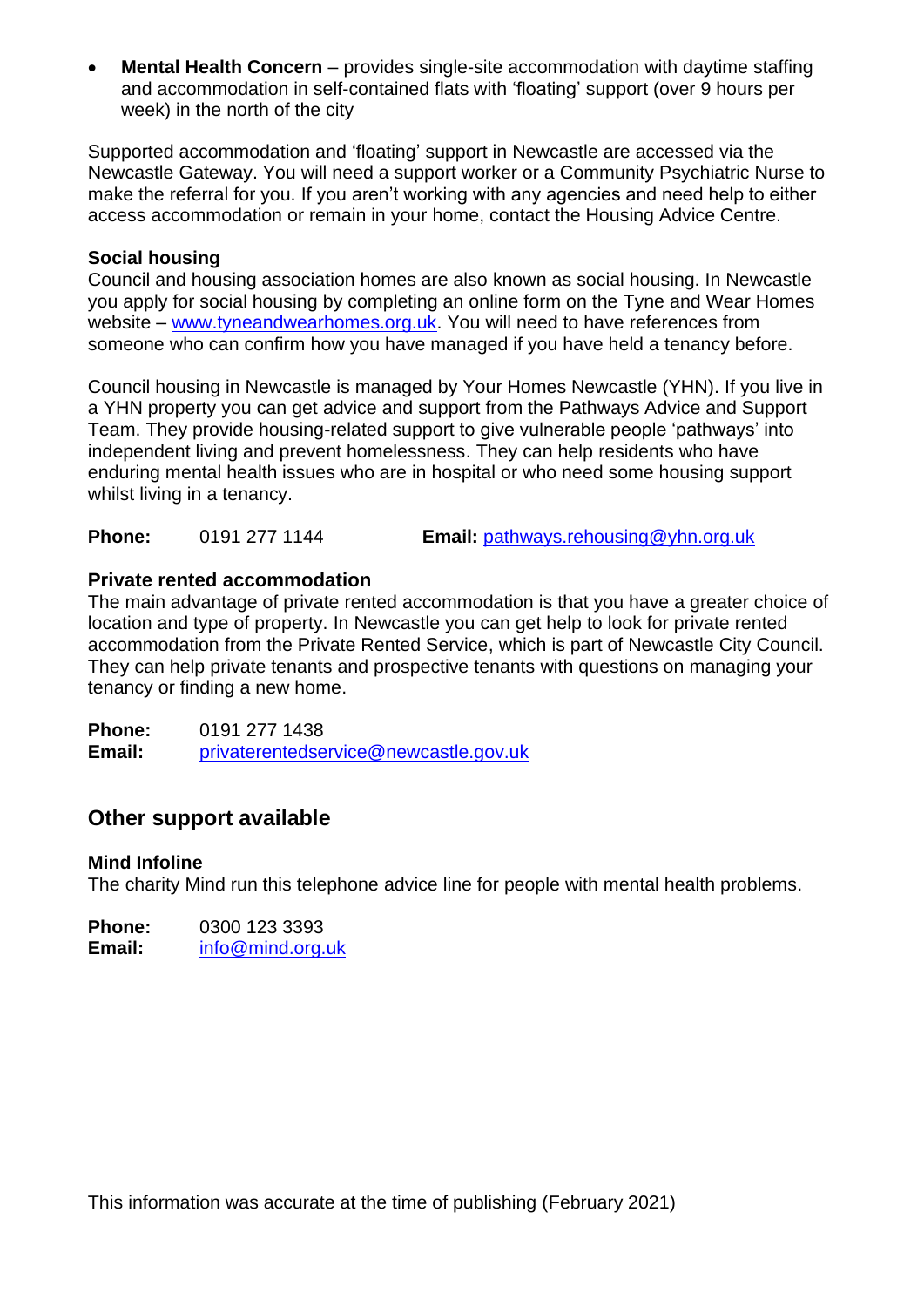- **Mental Health Concern** – provides single-site accommodation with daytime staffing and accommodation in self-contained flats with 'floating' support (over 9 hours per week) in the north of the city

Supported accommodation and 'floating' support in Newcastle are accessed via the Newcastle Gateway. You will need a support worker or a Community Psychiatric Nurse to make the referral for you. If you aren't working with any agencies and need help to either access accommodation or remain in your home, contact the Housing Advice Centre.

**Social housing**

Council and housing association homes are also known as social housing. In Newcastle you apply for social housing by completing an online form on the Tyne and Wear Homes website – www.tyneandwearhomes.org.uk. You will need to have references from someone who can confirm how you have managed if you have held a tenancy before.

Council housing in Newcastle is managed by Your Homes Newcastle (YHN). If you live in a YHN property you can get advice and support from the Pathways Advice and Support Team. They provide housing-related support to give vulnerable people 'pathways' into independent living and prevent homelessness. They can help residents who have enduring mental health issues who are in hospital or who need some housing support whilst living in a tenancy.

**Phone:** 0191 277 1144 **Email:** pathways.rehousing@yhn.org.uk

**Private rented accommodation**

The main advantage of private rented accommodation is that you have a greater choice of location and type of property. In Newcastle you can get help to look for private rented accommodation from the Private Rented Service, which is part of Newcastle City Council. They can help private tenants and prospective tenants with questions on managing your tenancy or finding a new home.

**Phone:** 0191 277 1438
**Email:** privaterentedservice@newcastle.gov.uk

## Other support available

**Mind Infoline**

The charity Mind run this telephone advice line for people with mental health problems.

**Phone:** 0300 123 3393
**Email:** info@mind.org.uk

This information was accurate at the time of publishing (February 2021)